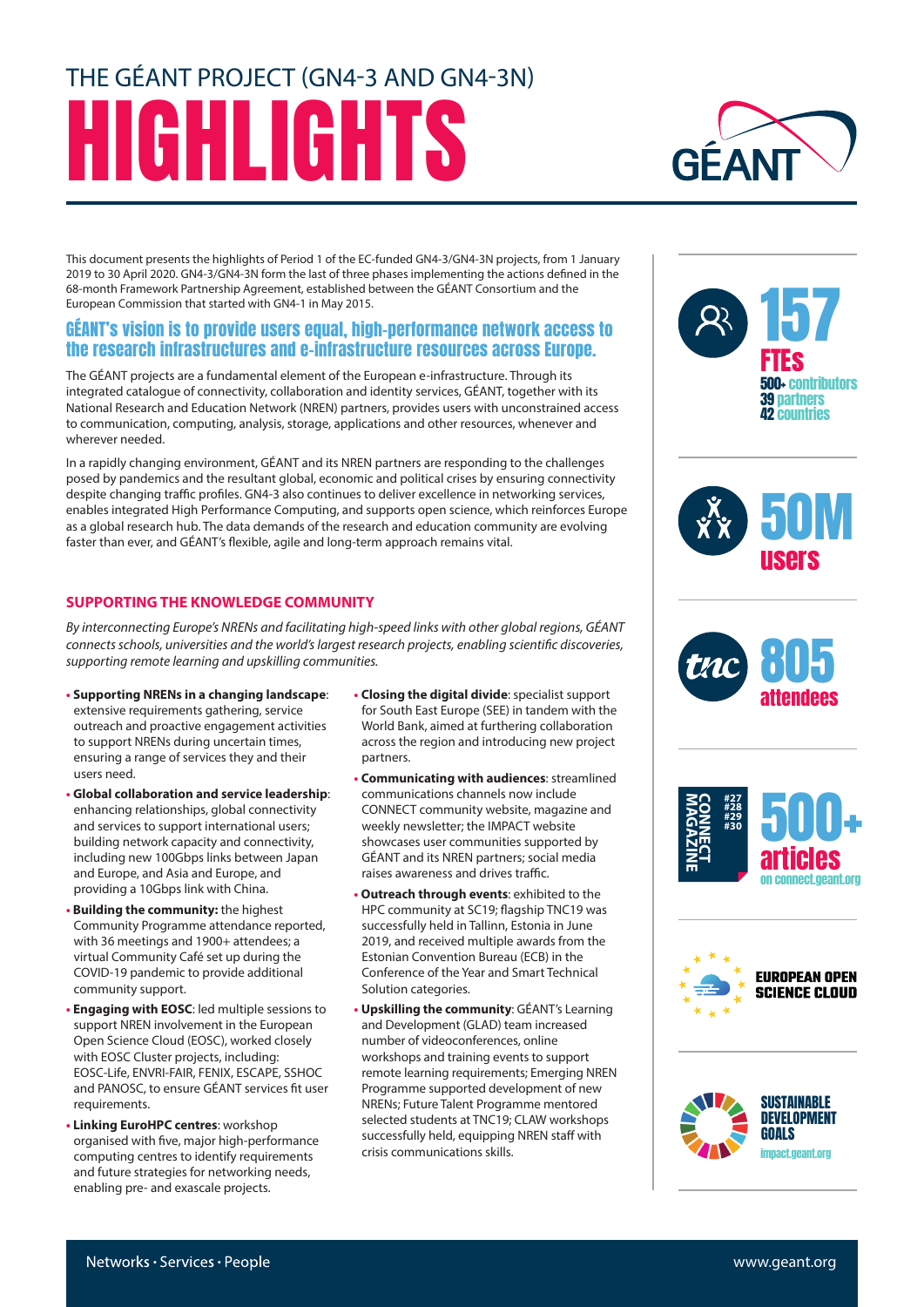# THE GÉANT PROJECT (GN4-3 AND GN4-3N)

# HIGHLIGHTS

This document presents the highlights of Period 1 of the EC-funded GN4-3/GN4-3N projects, from 1 January 2019 to 30 April 2020. GN4-3/GN4-3N form the last of three phases implementing the actions defined in the 68-month Framework Partnership Agreement, established between the GÉANT Consortium and the European Commission that started with GN4-1 in May 2015.

## GÉANT's vision is to provide users equal, high-performance network access to the research infrastructures and e-infrastructure resources across Europe.

The GÉANT projects are a fundamental element of the European e-infrastructure. Through its integrated catalogue of connectivity, collaboration and identity services, GÉANT, together with its National Research and Education Network (NREN) partners, provides users with unconstrained access to communication, computing, analysis, storage, applications and other resources, whenever and wherever needed.

In a rapidly changing environment, GÉANT and its NREN partners are responding to the challenges posed by pandemics and the resultant global, economic and political crises by ensuring connectivity despite changing traffic profiles. GN4-3 also continues to deliver excellence in networking services, enables integrated High Performance Computing, and supports open science, which reinforces Europe as a global research hub. The data demands of the research and education community are evolving faster than ever, and GÉANT's flexible, agile and long-term approach remains vital.

### SUPPORTING THE KNOWLEDGE COMMUNITY

*By interconnecting Europe's NRENs and facilitating high-speed links with other global regions, GÉANT connects schools, universities and the world's largest research projects, enabling scientific discoveries, supporting remote learning and upskilling communities.*

- **Supporting NRENs in a changing landscape**: extensive requirements gathering, service outreach and proactive engagement activities to support NRENs during uncertain times, ensuring a range of services they and their users need.
- **Global collaboration and service leadership**: enhancing relationships, global connectivity and services to support international users; building network capacity and connectivity, including new 100Gbps links between Japan and Europe, and Asia and Europe, and providing a 10Gbps link with China.
- **Building the community:** the highest Community Programme attendance reported, with 36 meetings and 1900+ attendees; a virtual Community Café set up during the COVID-19 pandemic to provide additional community support.
- **Engaging with EOSC**: led multiple sessions to support NREN involvement in the European Open Science Cloud (EOSC), worked closely with EOSC Cluster projects, including: EOSC-Life, ENVRI-FAIR, FENIX, ESCAPE, SSHOC and PANOSC, to ensure GÉANT services fit user requirements.
- **Linking EuroHPC centres**: workshop organised with five, major high-performance computing centres to identify requirements and future strategies for networking needs, enabling pre- and exascale projects.
- **Closing the digital divide**: specialist support for South East Europe (SEE) in tandem with the World Bank, aimed at furthering collaboration across the region and introducing new project partners.
- **Communicating with audiences**: streamlined communications channels now include CONNECT community website, magazine and weekly newsletter; the IMPACT website showcases user communities supported by GÉANT and its NREN partners; social media raises awareness and drives traffic.
- **Outreach through events**: exhibited to the HPC community at SC19; flagship TNC19 was successfully held in Tallinn, Estonia in June 2019, and received multiple awards from the Estonian Convention Bureau (ECB) in the Conference of the Year and Smart Technical Solution categories.
- **Upskilling the community**: GÉANT's Learning and Development (GLAD) team increased number of videoconferences, online workshops and training events to support remote learning requirements; Emerging NREN Programme supported development of new NRENs; Future Talent Programme mentored selected students at TNC19; CLAW workshops successfully held, equipping NREN staff with crisis communications skills.

**157 FTEs**
500+ contributors
39 partners
42 countries

**50M users**

**805 attendees**

CONNECT MAGAZINE #27 #28 #29 #30
**500+ articles**
on connect.geant.org

EUROPEAN OPEN SCIENCE CLOUD

SUSTAINABLE DEVELOPMENT GOALS
impact.geant.org

Networks · Services · People

www.geant.org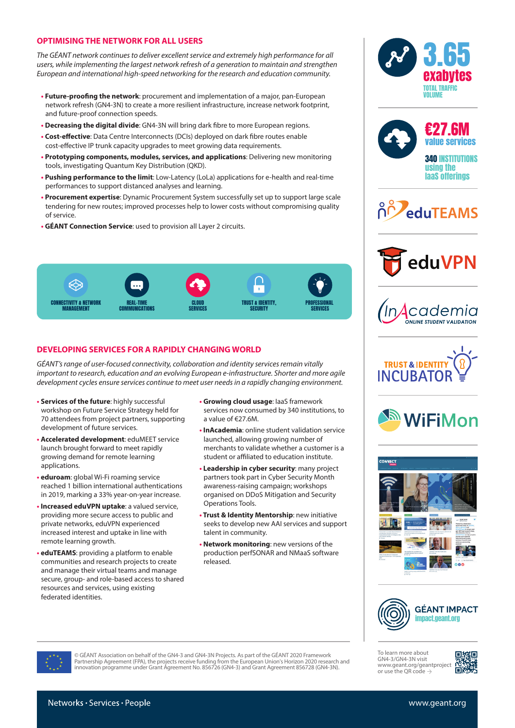## OPTIMISING THE NETWORK FOR ALL USERS

*The GÉANT network continues to deliver excellent service and extremely high performance for all users, while implementing the largest network refresh of a generation to maintain and strengthen European and international high-speed networking for the research and education community.*

- **Future-proofing the network**: procurement and implementation of a major, pan-European network refresh (GN4-3N) to create a more resilient infrastructure, increase network footprint, and future-proof connection speeds.
- **Decreasing the digital divide**: GN4-3N will bring dark fibre to more European regions.
- **Cost-effective**: Data Centre Interconnects (DCIs) deployed on dark fibre routes enable cost-effective IP trunk capacity upgrades to meet growing data requirements.
- **Prototyping components, modules, services, and applications**: Delivering new monitoring tools, investigating Quantum Key Distribution (QKD).
- **Pushing performance to the limit**: Low-Latency (LoLa) applications for e-health and real-time performances to support distanced analyses and learning.
- **Procurement expertise**: Dynamic Procurement System successfully set up to support large scale tendering for new routes; improved processes help to lower costs without compromising quality of service.
- **GÉANT Connection Service**: used to provision all Layer 2 circuits.

CONNECTIVITY & NETWORK MANAGEMENT
REAL-TIME COMMUNICATIONS
CLOUD SERVICES
TRUST & IDENTITY, SECURITY
PROFESSIONAL SERVICES

## DEVELOPING SERVICES FOR A RAPIDLY CHANGING WORLD

*GÉANT's range of user-focused connectivity, collaboration and identity services remain vitally important to research, education and an evolving European e-infrastructure. Shorter and more agile development cycles ensure services continue to meet user needs in a rapidly changing environment.*

- **Services of the future**: highly successful workshop on Future Service Strategy held for 70 attendees from project partners, supporting development of future services.
- **Accelerated development**: eduMEET service launch brought forward to meet rapidly growing demand for remote learning applications.
- **eduroam**: global Wi-Fi roaming service reached 1 billion international authentications in 2019, marking a 33% year-on-year increase.
- **Increased eduVPN uptake**: a valued service, providing more secure access to public and private networks, eduVPN experienced increased interest and uptake in line with remote learning growth.
- **eduTEAMS**: providing a platform to enable communities and research projects to create and manage their virtual teams and manage secure, group- and role-based access to shared resources and services, using existing federated identities.
- **Growing cloud usage**: IaaS framework services now consumed by 340 institutions, to a value of €27.6M.
- **InAcademia**: online student validation service launched, allowing growing number of merchants to validate whether a customer is a student or affiliated to education institute.
- **Leadership in cyber security**: many project partners took part in Cyber Security Month awareness-raising campaign; workshops organised on DDoS Mitigation and Security Operations Tools.
- **Trust & Identity Mentorship**: new initiative seeks to develop new AAI services and support talent in community.
- **Network monitoring**: new versions of the production perfSONAR and NMaaS software released.

**3.65 exabytes**
TOTAL TRAFFIC VOLUME

**€27.6M value services**

**340 INSTITUTIONS using the IaaS offerings**

eduTEAMS

eduVPN

InAcademia
ONLINE STUDENT VALIDATION

TRUST & IDENTITY INCUBATOR

WiFiMon

GÉANT IMPACT
impact.geant.org

© GÉANT Association on behalf of the GN4-3 and GN4-3N Projects. As part of the GÉANT 2020 Framework Partnership Agreement (FPA), the projects receive funding from the European Union's Horizon 2020 research and innovation programme under Grant Agreement No. 856726 (GN4-3) and Grant Agreement 856728 (GN4-3N).

To learn more about GN4-3/GN4-3N visit www.geant.org/geantproject or use the QR code →

Networks · Services · People

www.geant.org